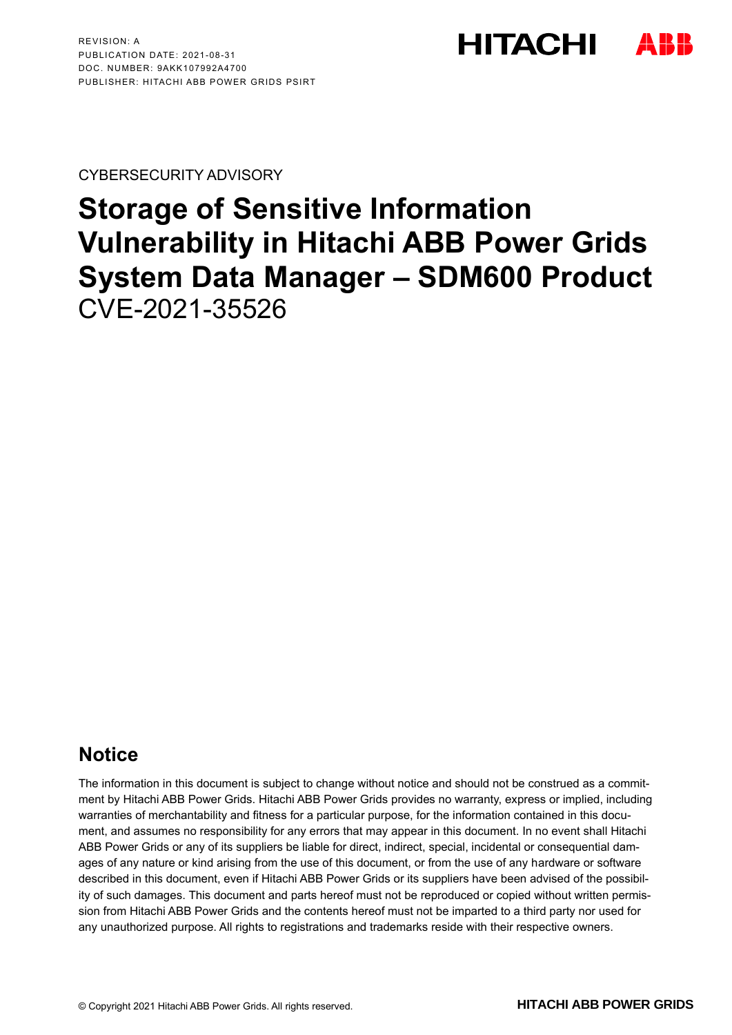REVISION: A
PUBLICATION DATE: 2021-08-31
DOC. NUMBER: 9AKK107992A4700
PUBLISHER: HITACHI ABB POWER GRIDS PSIRT

CYBERSECURITY ADVISORY

# Storage of Sensitive Information Vulnerability in Hitachi ABB Power Grids System Data Manager – SDM600 Product

CVE-2021-35526

## Notice

The information in this document is subject to change without notice and should not be construed as a commitment by Hitachi ABB Power Grids. Hitachi ABB Power Grids provides no warranty, express or implied, including warranties of merchantability and fitness for a particular purpose, for the information contained in this document, and assumes no responsibility for any errors that may appear in this document. In no event shall Hitachi ABB Power Grids or any of its suppliers be liable for direct, indirect, special, incidental or consequential damages of any nature or kind arising from the use of this document, or from the use of any hardware or software described in this document, even if Hitachi ABB Power Grids or its suppliers have been advised of the possibility of such damages. This document and parts hereof must not be reproduced or copied without written permission from Hitachi ABB Power Grids and the contents hereof must not be imparted to a third party nor used for any unauthorized purpose. All rights to registrations and trademarks reside with their respective owners.

© Copyright 2021 Hitachi ABB Power Grids. All rights reserved.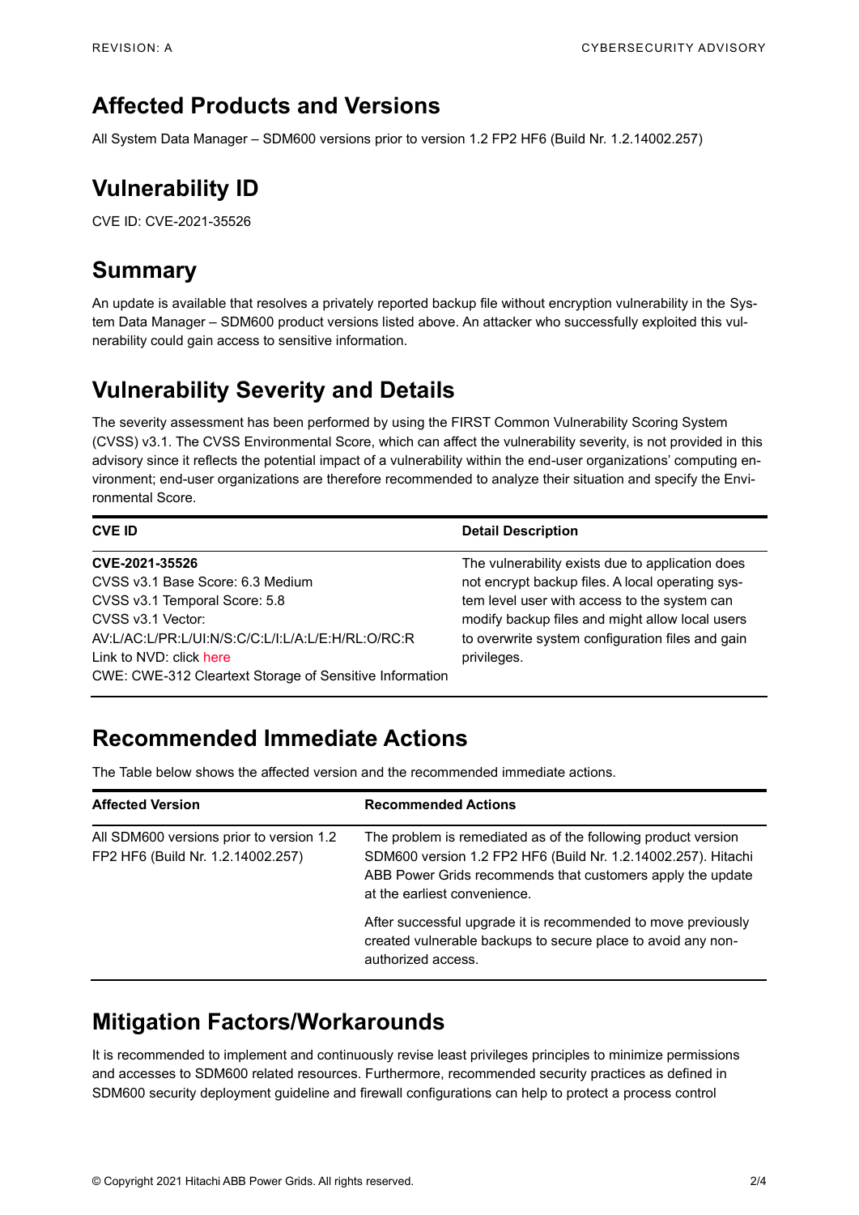## Affected Products and Versions

All System Data Manager – SDM600 versions prior to version 1.2 FP2 HF6 (Build Nr. 1.2.14002.257)

## Vulnerability ID

CVE ID: CVE-2021-35526

## Summary

An update is available that resolves a privately reported backup file without encryption vulnerability in the System Data Manager – SDM600 product versions listed above. An attacker who successfully exploited this vulnerability could gain access to sensitive information.

## Vulnerability Severity and Details

The severity assessment has been performed by using the FIRST Common Vulnerability Scoring System (CVSS) v3.1. The CVSS Environmental Score, which can affect the vulnerability severity, is not provided in this advisory since it reflects the potential impact of a vulnerability within the end-user organizations' computing environment; end-user organizations are therefore recommended to analyze their situation and specify the Environmental Score.

| CVE ID | Detail Description |
| --- | --- |
| **CVE-2021-35526**<br>CVSS v3.1 Base Score: 6.3 Medium<br>CVSS v3.1 Temporal Score: 5.8<br>CVSS v3.1 Vector:<br>AV:L/AC:L/PR:L/UI:N/S:C/C:L/I:L/A:L/E:H/RL:O/RC:R<br>Link to NVD: click here<br>CWE: CWE-312 Cleartext Storage of Sensitive Information | The vulnerability exists due to application does not encrypt backup files. A local operating system level user with access to the system can modify backup files and might allow local users to overwrite system configuration files and gain privileges. |

## Recommended Immediate Actions

The Table below shows the affected version and the recommended immediate actions.

| Affected Version | Recommended Actions |
| --- | --- |
| All SDM600 versions prior to version 1.2 FP2 HF6 (Build Nr. 1.2.14002.257) | The problem is remediated as of the following product version SDM600 version 1.2 FP2 HF6 (Build Nr. 1.2.14002.257). Hitachi ABB Power Grids recommends that customers apply the update at the earliest convenience.<br><br>After successful upgrade it is recommended to move previously created vulnerable backups to secure place to avoid any non-authorized access. |

## Mitigation Factors/Workarounds

It is recommended to implement and continuously revise least privileges principles to minimize permissions and accesses to SDM600 related resources. Furthermore, recommended security practices as defined in SDM600 security deployment guideline and firewall configurations can help to protect a process control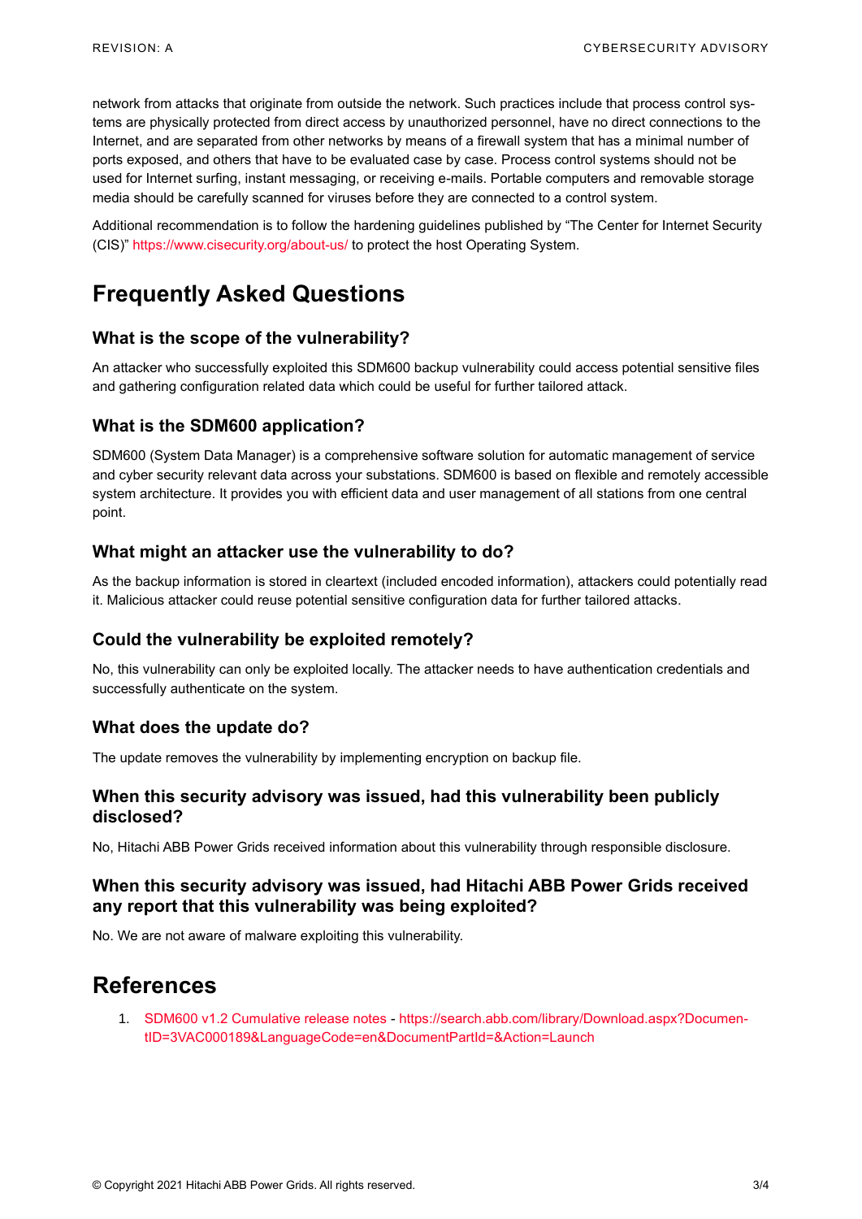network from attacks that originate from outside the network. Such practices include that process control systems are physically protected from direct access by unauthorized personnel, have no direct connections to the Internet, and are separated from other networks by means of a firewall system that has a minimal number of ports exposed, and others that have to be evaluated case by case. Process control systems should not be used for Internet surfing, instant messaging, or receiving e-mails. Portable computers and removable storage media should be carefully scanned for viruses before they are connected to a control system.

Additional recommendation is to follow the hardening guidelines published by "The Center for Internet Security (CIS)" https://www.cisecurity.org/about-us/ to protect the host Operating System.

# Frequently Asked Questions

## What is the scope of the vulnerability?

An attacker who successfully exploited this SDM600 backup vulnerability could access potential sensitive files and gathering configuration related data which could be useful for further tailored attack.

## What is the SDM600 application?

SDM600 (System Data Manager) is a comprehensive software solution for automatic management of service and cyber security relevant data across your substations. SDM600 is based on flexible and remotely accessible system architecture. It provides you with efficient data and user management of all stations from one central point.

## What might an attacker use the vulnerability to do?

As the backup information is stored in cleartext (included encoded information), attackers could potentially read it. Malicious attacker could reuse potential sensitive configuration data for further tailored attacks.

## Could the vulnerability be exploited remotely?

No, this vulnerability can only be exploited locally. The attacker needs to have authentication credentials and successfully authenticate on the system.

## What does the update do?

The update removes the vulnerability by implementing encryption on backup file.

## When this security advisory was issued, had this vulnerability been publicly disclosed?

No, Hitachi ABB Power Grids received information about this vulnerability through responsible disclosure.

## When this security advisory was issued, had Hitachi ABB Power Grids received any report that this vulnerability was being exploited?

No. We are not aware of malware exploiting this vulnerability.

# References

1. SDM600 v1.2 Cumulative release notes - https://search.abb.com/library/Download.aspx?DocumentID=3VAC000189&LanguageCode=en&DocumentPartId=&Action=Launch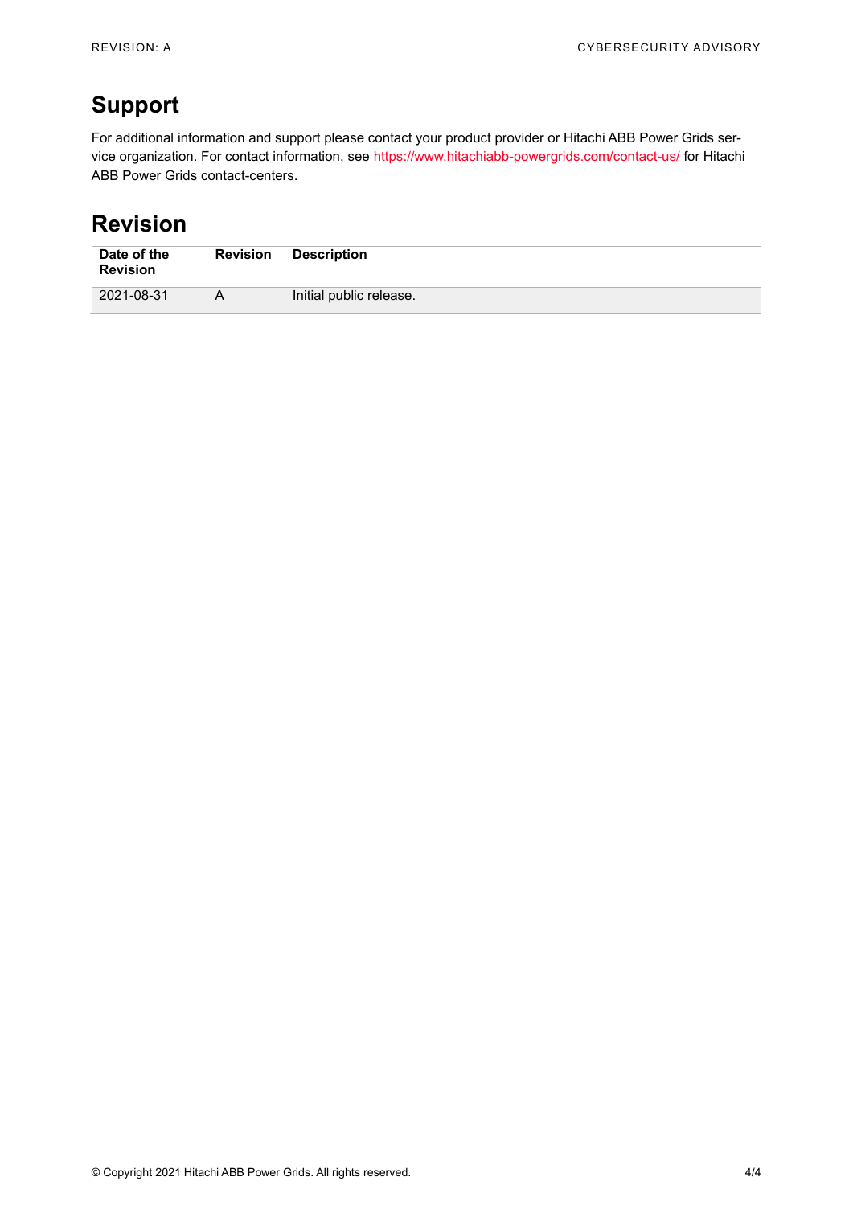## Support

For additional information and support please contact your product provider or Hitachi ABB Power Grids service organization. For contact information, see https://www.hitachiabb-powergrids.com/contact-us/ for Hitachi ABB Power Grids contact-centers.

## Revision

| Date of the Revision | Revision | Description |
|---|---|---|
| 2021-08-31 | A | Initial public release. |